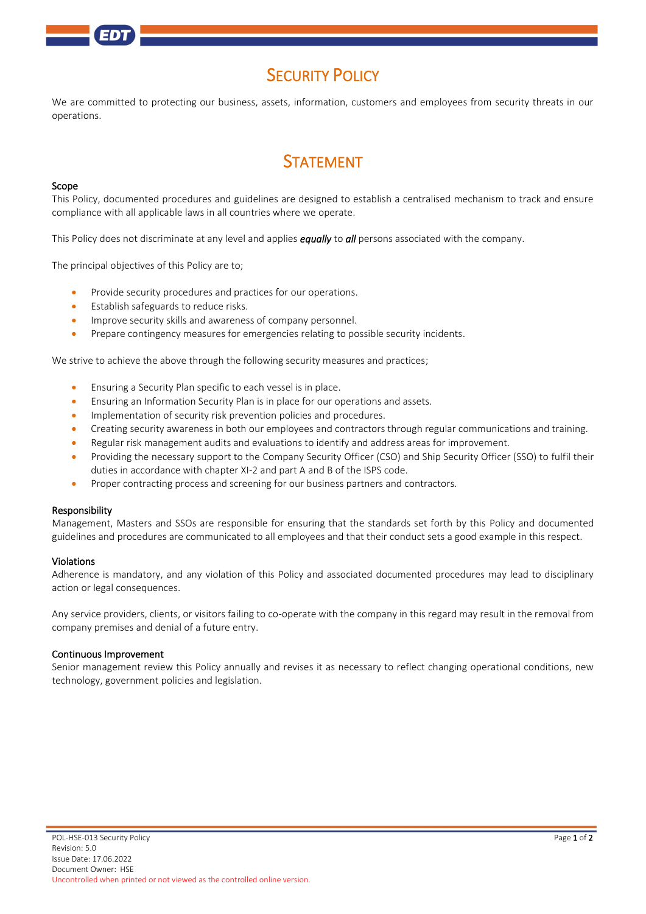# Security Policy

We are committed to protecting our business, assets, information, customers and employees from security threats in our operations.

## Statement

### Scope

This Policy, documented procedures and guidelines are designed to establish a centralised mechanism to track and ensure compliance with all applicable laws in all countries where we operate.

This Policy does not discriminate at any level and applies ***equally*** to ***all*** persons associated with the company.

The principal objectives of this Policy are to;

- Provide security procedures and practices for our operations.
- Establish safeguards to reduce risks.
- Improve security skills and awareness of company personnel.
- Prepare contingency measures for emergencies relating to possible security incidents.

We strive to achieve the above through the following security measures and practices;

- Ensuring a Security Plan specific to each vessel is in place.
- Ensuring an Information Security Plan is in place for our operations and assets.
- Implementation of security risk prevention policies and procedures.
- Creating security awareness in both our employees and contractors through regular communications and training.
- Regular risk management audits and evaluations to identify and address areas for improvement.
- Providing the necessary support to the Company Security Officer (CSO) and Ship Security Officer (SSO) to fulfil their duties in accordance with chapter XI-2 and part A and B of the ISPS code.
- Proper contracting process and screening for our business partners and contractors.

### Responsibility

Management, Masters and SSOs are responsible for ensuring that the standards set forth by this Policy and documented guidelines and procedures are communicated to all employees and that their conduct sets a good example in this respect.

### Violations

Adherence is mandatory, and any violation of this Policy and associated documented procedures may lead to disciplinary action or legal consequences.

Any service providers, clients, or visitors failing to co-operate with the company in this regard may result in the removal from company premises and denial of a future entry.

### Continuous Improvement

Senior management review this Policy annually and revises it as necessary to reflect changing operational conditions, new technology, government policies and legislation.

POL-HSE-013 Security Policy
Revision: 5.0
Issue Date: 17.06.2022
Document Owner: HSE
Uncontrolled when printed or not viewed as the controlled online version.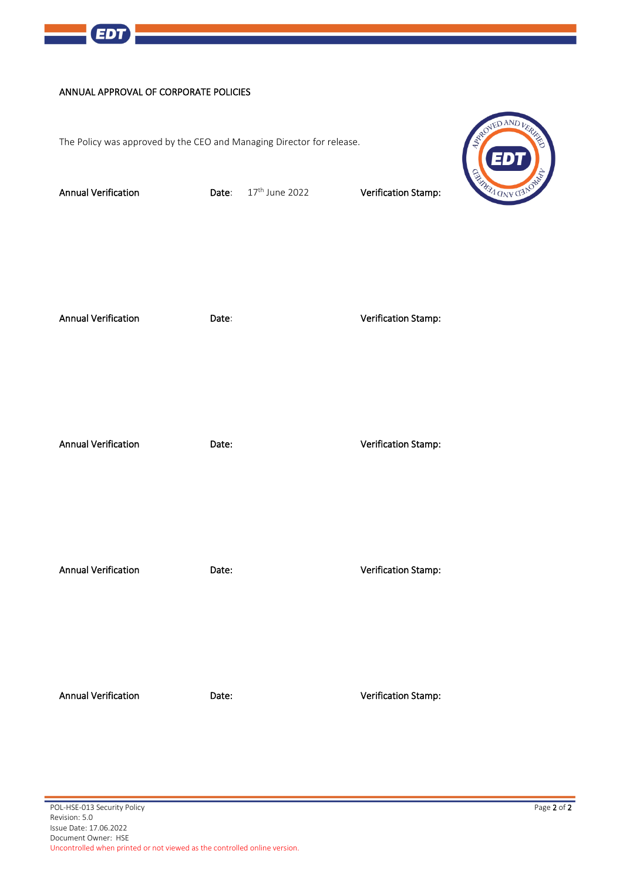ANNUAL APPROVAL OF CORPORATE POLICIES

The Policy was approved by the CEO and Managing Director for release.

**Annual Verification** **Date:** 17th June 2022 **Verification Stamp:**

**Annual Verification** **Date:** **Verification Stamp:**

**Annual Verification** **Date:** **Verification Stamp:**

**Annual Verification** **Date:** **Verification Stamp:**

**Annual Verification** **Date:** **Verification Stamp:**

POL-HSE-013 Security Policy
Revision: 5.0
Issue Date: 17.06.2022
Document Owner: HSE
Uncontrolled when printed or not viewed as the controlled online version.